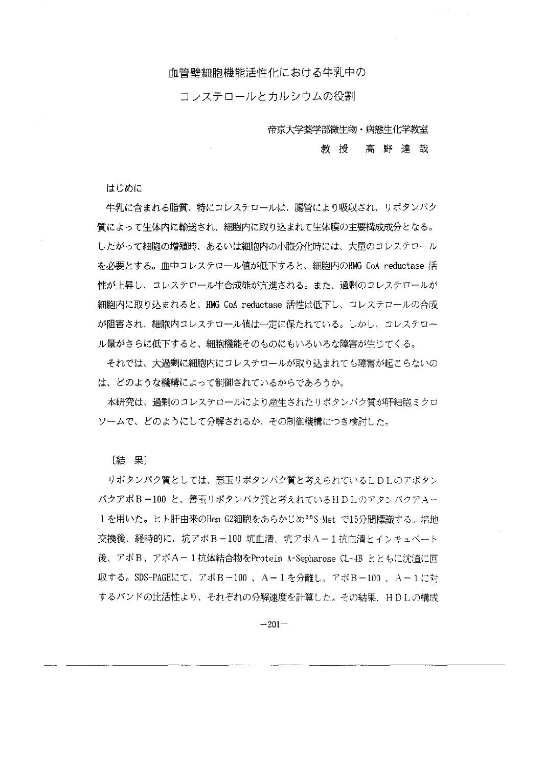# 血管壁細胞機能活性化における牛乳中のコレステロールとカルシウムの役割

帝京大学薬学部微生物・病態生化学教室

教 授　高 野 達 哉

## はじめに

牛乳に含まれる脂質、特にコレステロールは、腸管により吸収され、リポタンパク質によって生体内に輸送され、細胞内に取り込まれて生体膜の主要構成成分となる。したがって細胞の増殖時、あるいは細胞内の小胞分化時には、大量のコレステロールを必要とする。血中コレステロール値が低下すると、細胞内のHMG CoA reductase 活性が上昇し、コレステロール生合成能が亢進される。また、過剰のコレステロールが細胞内に取り込まれると、HMG CoA reductase 活性は低下し、コレステロールの合成が阻害され、細胞内コレステロール値は一定に保たれている。しかし、コレステロール量がさらに低下すると、細胞機能そのものにもいろいろな障害が生じてくる。

それでは、大過剰に細胞内にコレステロールが取り込まれても障害が起こらないのは、どのような機構によって制御されているからであろうか。

本研究は、過剰のコレステロールにより産生されたリポタンパク質が肝細胞ミクロソームで、どのようにして分解されるか、その制御機構につき検討した。

## ［結　果］

リポタンパク質としては、悪玉リポタンパク質と考えられているＬＤＬのアポタンパクアポＢ－100 と、善玉リポタンパク質と考えれているＨＤＬのアタンパクアＡ－１を用いた。ヒト肝由来のHep G2細胞をあらかじめ$^{35}$S-Met で15分間標識する。培地交換後、経時的に、抗アポＢ－100 抗血清、抗アポＡ－１抗血清とインキュベート後、アポＢ、アポＡ－１抗体結合物をProtein A-Sepharose CL-4B とともに沈渣に回収する。SDS-PAGEにて、アポＢ－100 、Ａ－１を分離し、アポＢ－100 、Ａ－１に対するバンドの比活性より、それぞれの分解速度を計算した。その結果、ＨＤＬの構成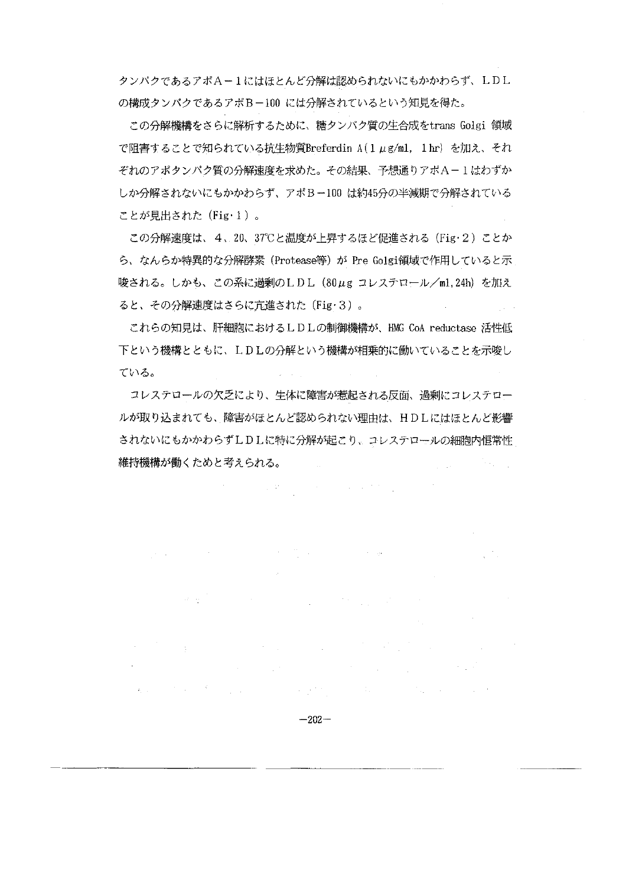タンパクであるアポＡ－１にはほとんど分解は認められないにもかかわらず、ＬＤＬの構成タンパクであるアポＢ－100 には分解されているという知見を得た。

この分解機構をさらに解析するために、糖タンパク質の生合成をtrans Golgi 領域で阻害することで知られている抗生物質Breferdin A(1 $\mu$g/ml, 1hr) を加え、それぞれのアポタンパク質の分解速度を求めた。その結果、予想通りアポＡ－１はわずかしか分解されないにもかかわらず、アポＢ－100 は約45分の半減期で分解されていることが見出された（Fig･1）。

この分解速度は、4、20、37℃と温度が上昇するほど促進される（Fig･2）ことから、なんらか特異的な分解酵素（Protease等）が Pre Golgi領域で作用していると示唆される。しかも、この系に過剰のＬＤＬ（80$\mu$g コレステロール／ml,24h）を加えると、その分解速度はさらに亢進された（Fig･3）。

これらの知見は、肝細胞におけるＬＤＬの制御機構が、HMG CoA reductase 活性低下という機構とともに、ＬＤＬの分解という機構が相乗的に働いていることを示唆している。

コレステロールの欠乏により、生体に障害が惹起される反面、過剰にコレステロールが取り込まれても、障害がほとんど認められない理由は、ＨＤＬにはほとんど影響されないにもかかわらずＬＤＬに特に分解が起こり、コレステロールの細胞内恒常性維持機構が働くためと考えられる。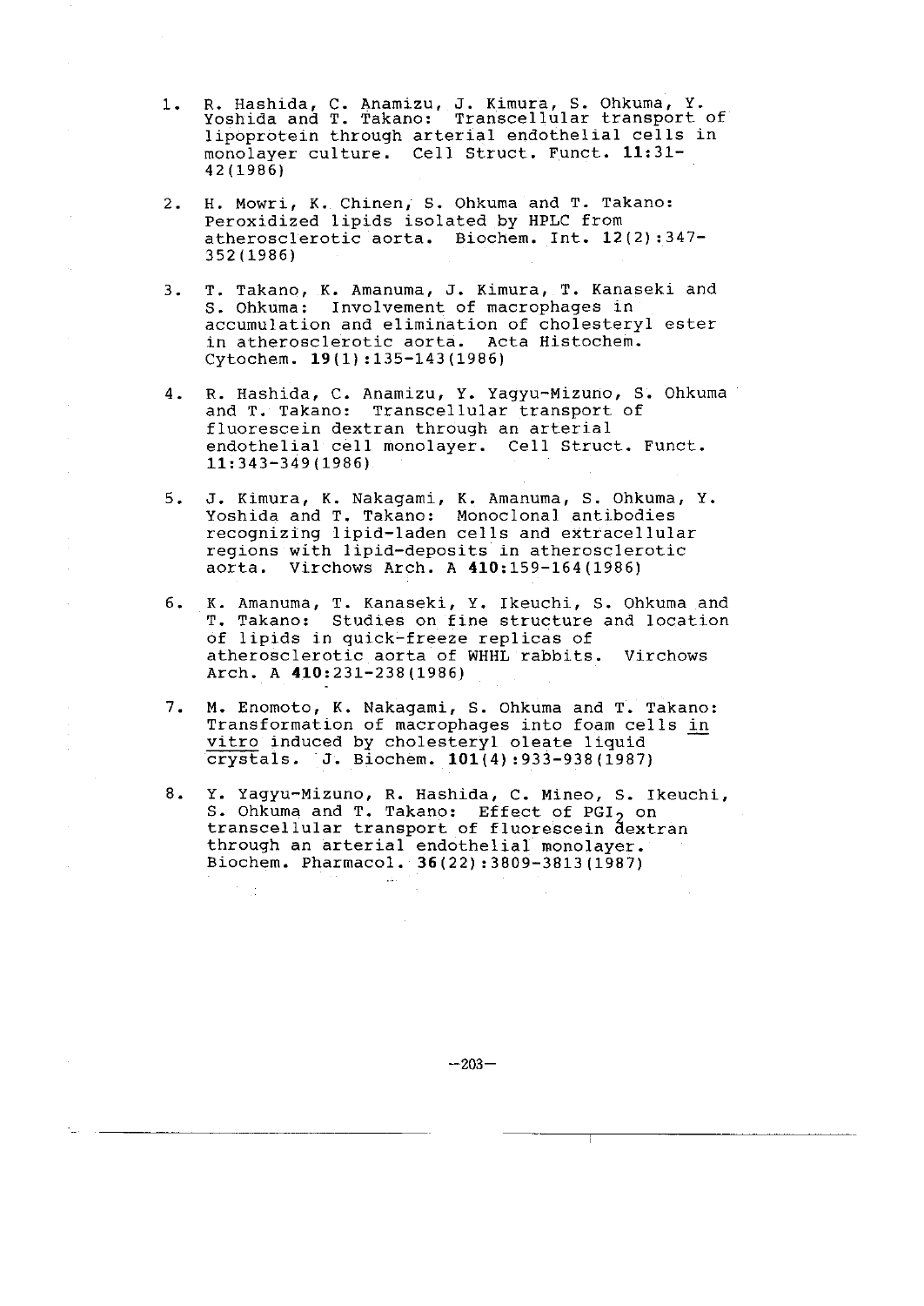1. R. Hashida, C. Anamizu, J. Kimura, S. Ohkuma, Y. Yoshida and T. Takano: Transcellular transport of lipoprotein through arterial endothelial cells in monolayer culture. Cell Struct. Funct. **11**:31-42(1986)

2. H. Mowri, K. Chinen, S. Ohkuma and T. Takano: Peroxidized lipids isolated by HPLC from atherosclerotic aorta. Biochem. Int. **12**(2):347-352(1986)

3. T. Takano, K. Amanuma, J. Kimura, T. Kanaseki and S. Ohkuma: Involvement of macrophages in accumulation and elimination of cholesteryl ester in atherosclerotic aorta. Acta Histochem. Cytochem. **19**(1):135-143(1986)

4. R. Hashida, C. Anamizu, Y. Yagyu-Mizuno, S. Ohkuma and T. Takano: Transcellular transport of fluorescein dextran through an arterial endothelial cell monolayer. Cell Struct. Funct. **11**:343-349(1986)

5. J. Kimura, K. Nakagami, K. Amanuma, S. Ohkuma, Y. Yoshida and T. Takano: Monoclonal antibodies recognizing lipid-laden cells and extracellular regions with lipid-deposits in atherosclerotic aorta. Virchows Arch. A **410**:159-164(1986)

6. K. Amanuma, T. Kanaseki, Y. Ikeuchi, S. Ohkuma and T. Takano: Studies on fine structure and location of lipids in quick-freeze replicas of atherosclerotic aorta of WHHL rabbits. Virchows Arch. A **410**:231-238(1986)

7. M. Enomoto, K. Nakagami, S. Ohkuma and T. Takano: Transformation of macrophages into foam cells _in vitro_ induced by cholesteryl oleate liquid crystals. J. Biochem. **101**(4):933-938(1987)

8. Y. Yagyu-Mizuno, R. Hashida, C. Mineo, S. Ikeuchi, S. Ohkuma and T. Takano: Effect of $PGI_2$ on transcellular transport of fluorescein dextran through an arterial endothelial monolayer. Biochem. Pharmacol. **36**(22):3809-3813(1987)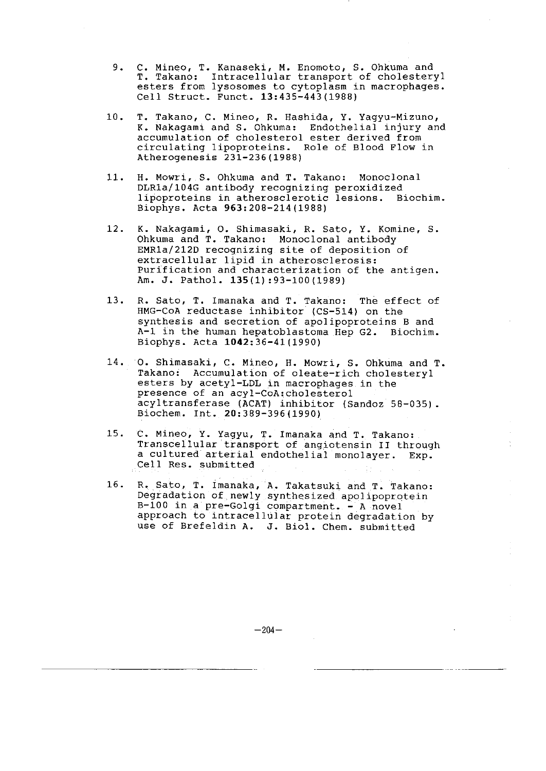9. C. Mineo, T. Kanaseki, M. Enomoto, S. Ohkuma and T. Takano: Intracellular transport of cholesteryl esters from lysosomes to cytoplasm in macrophages. Cell Struct. Funct. **13**:435-443(1988)

10. T. Takano, C. Mineo, R. Hashida, Y. Yagyu-Mizuno, K. Nakagami and S. Ohkuma: Endothelial injury and accumulation of cholesterol ester derived from circulating lipoproteins. Role of Blood Flow in Atherogenesis 231-236(1988)

11. H. Mowri, S. Ohkuma and T. Takano: Monoclonal DLR1a/104G antibody recognizing peroxidized lipoproteins in atherosclerotic lesions. Biochim. Biophys. Acta **963**:208-214(1988)

12. K. Nakagami, O. Shimasaki, R. Sato, Y. Komine, S. Ohkuma and T. Takano: Monoclonal antibody EMR1a/212D recognizing site of deposition of extracellular lipid in atherosclerosis: Purification and characterization of the antigen. Am. J. Pathol. **135**(1):93-100(1989)

13. R. Sato, T. Imanaka and T. Takano: The effect of HMG-CoA reductase inhibitor (CS-514) on the synthesis and secretion of apolipoproteins B and A-1 in the human hepatoblastoma Hep G2. Biochim. Biophys. Acta **1042**:36-41(1990)

14. O. Shimasaki, C. Mineo, H. Mowri, S. Ohkuma and T. Takano: Accumulation of oleate-rich cholesteryl esters by acetyl-LDL in macrophages in the presence of an acyl-CoA:cholesterol acyltransferase (ACAT) inhibitor (Sandoz 58-035). Biochem. Int. **20**:389-396(1990)

15. C. Mineo, Y. Yagyu, T. Imanaka and T. Takano: Transcellular transport of angiotensin II through a cultured arterial endothelial monolayer. Exp. Cell Res. submitted

16. R. Sato, T. Imanaka, A. Takatsuki and T. Takano: Degradation of newly synthesized apolipoprotein B-100 in a pre-Golgi compartment. - A novel approach to intracellular protein degradation by use of Brefeldin A. J. Biol. Chem. submitted